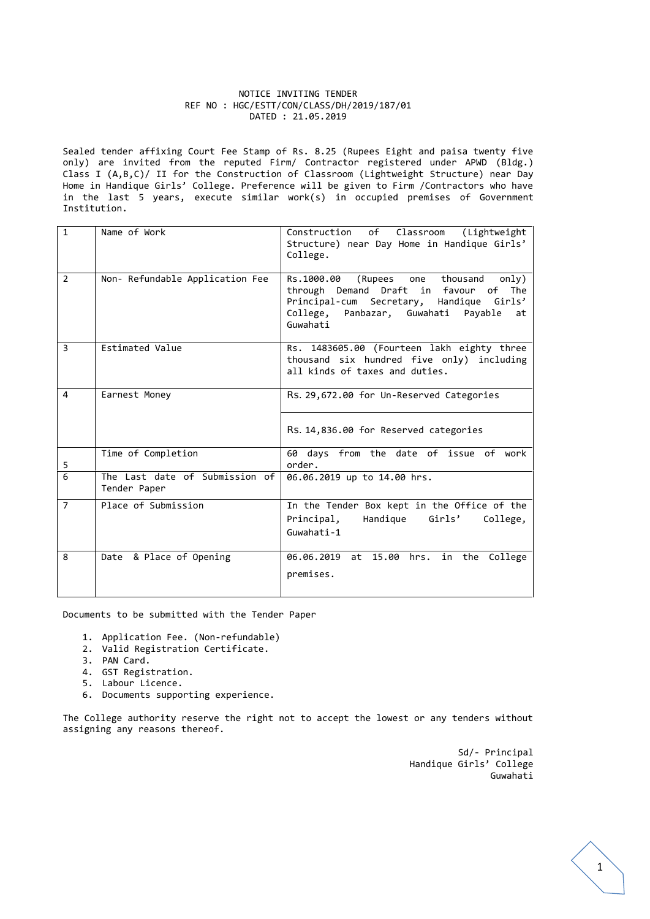# NOTICE INVITING TENDER

REF NO : HGC/ESTT/CON/CLASS/DH/2019/187/01

DATED : 21.05.2019

Sealed tender affixing Court Fee Stamp of Rs. 8.25 (Rupees Eight and paisa twenty five only) are invited from the reputed Firm/ Contractor registered under APWD (Bldg.) Class I (A,B,C)/ II for the Construction of Classroom (Lightweight Structure) near Day Home in Handique Girls' College. Preference will be given to Firm /Contractors who have in the last 5 years, execute similar work(s) in occupied premises of Government Institution.

| | | |
|---|---|---|
| 1 | Name of Work | Construction of Classroom (Lightweight Structure) near Day Home in Handique Girls' College. |
| 2 | Non- Refundable Application Fee | Rs.1000.00 (Rupees one thousand only) through Demand Draft in favour of The Principal-cum Secretary, Handique Girls' College, Panbazar, Guwahati Payable at Guwahati |
| 3 | Estimated Value | Rs. 1483605.00 (Fourteen lakh eighty three thousand six hundred five only) including all kinds of taxes and duties. |
| 4 | Earnest Money | Rs. 29,672.00 for Un-Reserved Categories<br>Rs. 14,836.00 for Reserved categories |
| 5 | Time of Completion | 60 days from the date of issue of work order. |
| 6 | The Last date of Submission of Tender Paper | 06.06.2019 up to 14.00 hrs. |
| 7 | Place of Submission | In the Tender Box kept in the Office of the Principal, Handique Girls' College, Guwahati-1 |
| 8 | Date & Place of Opening | 06.06.2019 at 15.00 hrs. in the College premises. |

Documents to be submitted with the Tender Paper

1. Application Fee. (Non-refundable)
2. Valid Registration Certificate.
3. PAN Card.
4. GST Registration.
5. Labour Licence.
6. Documents supporting experience.

The College authority reserve the right not to accept the lowest or any tenders without assigning any reasons thereof.

Sd/- Principal
Handique Girls' College
Guwahati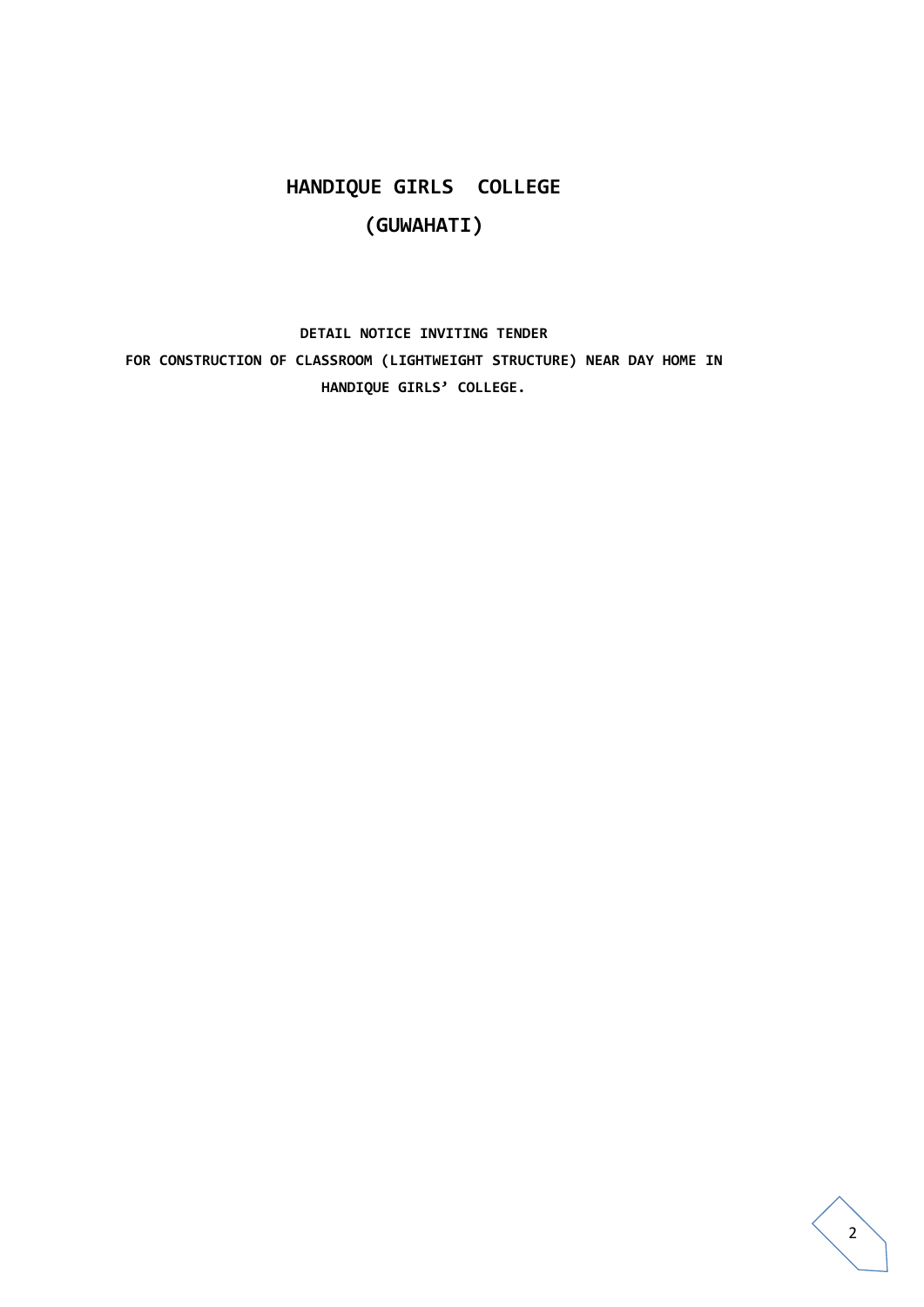# HANDIQUE GIRLS COLLEGE

## (GUWAHATI)

**DETAIL NOTICE INVITING TENDER**

**FOR CONSTRUCTION OF CLASSROOM (LIGHTWEIGHT STRUCTURE) NEAR DAY HOME IN HANDIQUE GIRLS' COLLEGE.**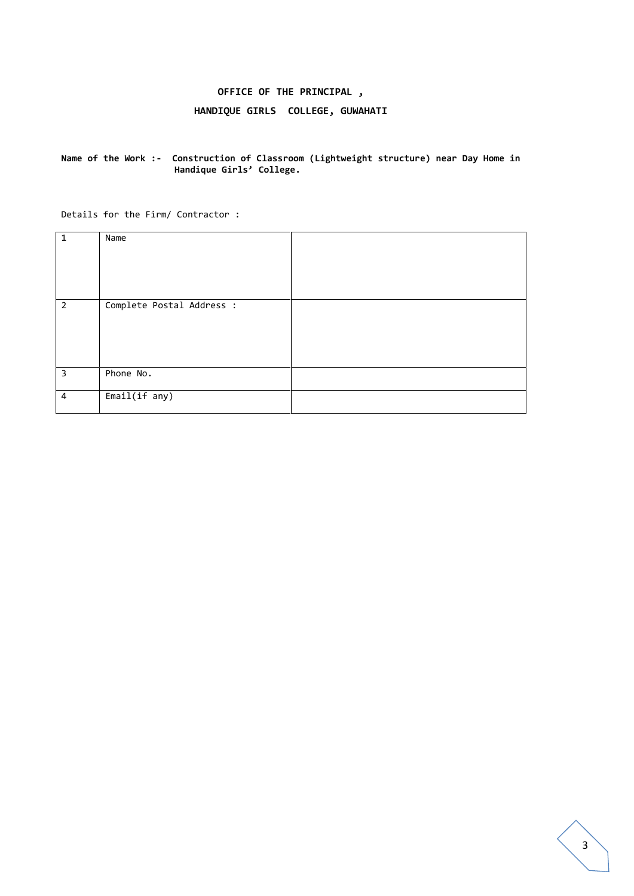**OFFICE OF THE PRINCIPAL ,**

**HANDIQUE GIRLS COLLEGE, GUWAHATI**

**Name of the Work :- Construction of Classroom (Lightweight structure) near Day Home in Handique Girls' College.**

Details for the Firm/ Contractor :

| | | |
|---|---|---|
| 1 | Name | |
| 2 | Complete Postal Address : | |
| 3 | Phone No. | |
| 4 | Email(if any) | |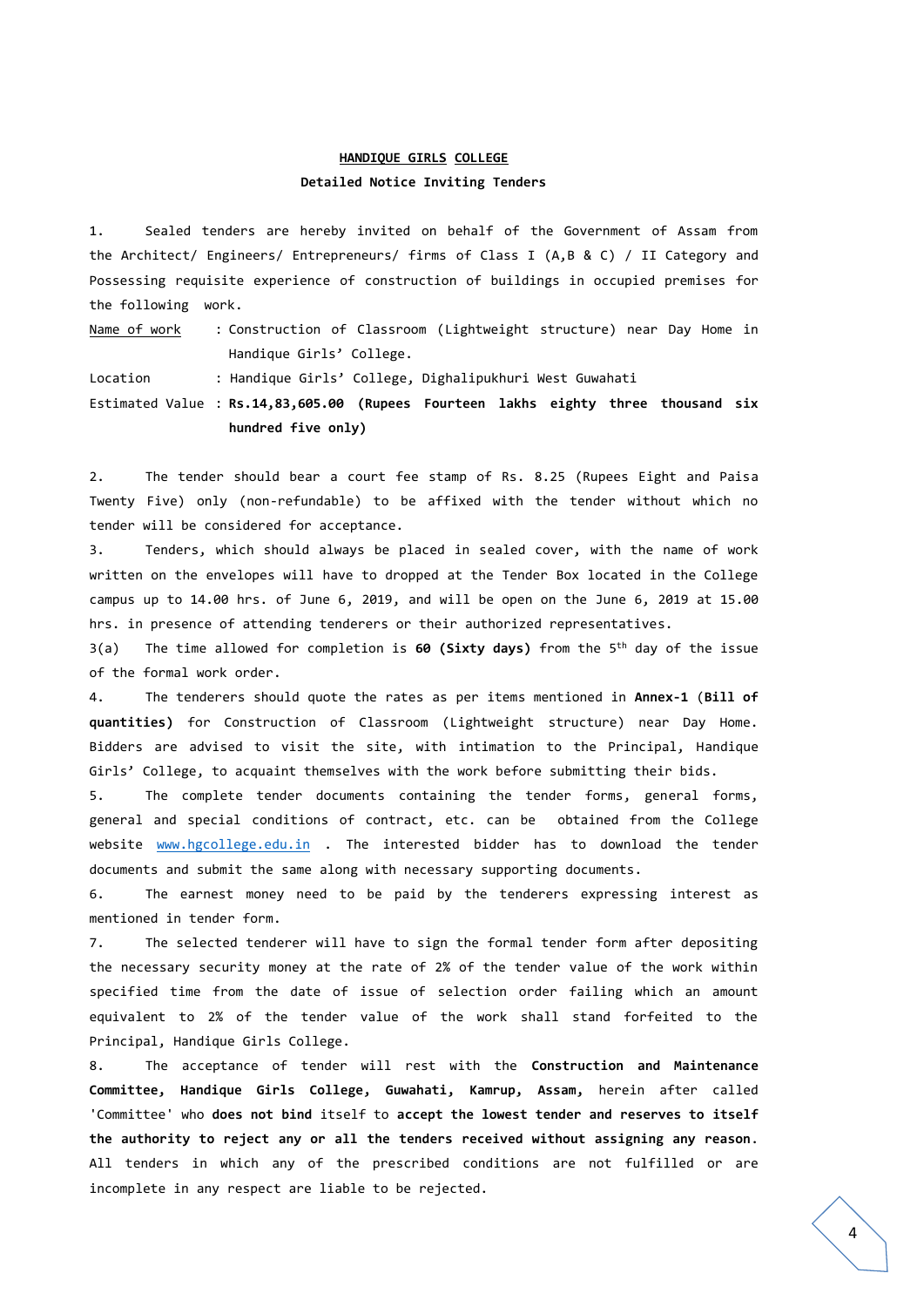**HANDIQUE GIRLS COLLEGE**

**Detailed Notice Inviting Tenders**

1. Sealed tenders are hereby invited on behalf of the Government of Assam from the Architect/ Engineers/ Entrepreneurs/ firms of Class I (A,B & C) / II Category and Possessing requisite experience of construction of buildings in occupied premises for the following work.

Name of work : Construction of Classroom (Lightweight structure) near Day Home in Handique Girls' College.

Location : Handique Girls' College, Dighalipukhuri West Guwahati

Estimated Value : **Rs.14,83,605.00 (Rupees Fourteen lakhs eighty three thousand six hundred five only)**

2. The tender should bear a court fee stamp of Rs. 8.25 (Rupees Eight and Paisa Twenty Five) only (non-refundable) to be affixed with the tender without which no tender will be considered for acceptance.

3. Tenders, which should always be placed in sealed cover, with the name of work written on the envelopes will have to dropped at the Tender Box located in the College campus up to 14.00 hrs. of June 6, 2019, and will be open on the June 6, 2019 at 15.00 hrs. in presence of attending tenderers or their authorized representatives.

3(a) The time allowed for completion is **60 (Sixty days)** from the 5th day of the issue of the formal work order.

4. The tenderers should quote the rates as per items mentioned in **Annex-1** (**Bill of quantities)** for Construction of Classroom (Lightweight structure) near Day Home. Bidders are advised to visit the site, with intimation to the Principal, Handique Girls' College, to acquaint themselves with the work before submitting their bids.

5. The complete tender documents containing the tender forms, general forms, general and special conditions of contract, etc. can be obtained from the College website www.hgcollege.edu.in . The interested bidder has to download the tender documents and submit the same along with necessary supporting documents.

6. The earnest money need to be paid by the tenderers expressing interest as mentioned in tender form.

7. The selected tenderer will have to sign the formal tender form after depositing the necessary security money at the rate of 2% of the tender value of the work within specified time from the date of issue of selection order failing which an amount equivalent to 2% of the tender value of the work shall stand forfeited to the Principal, Handique Girls College.

8. The acceptance of tender will rest with the **Construction and Maintenance Committee, Handique Girls College, Guwahati, Kamrup, Assam,** herein after called 'Committee' who **does not bind** itself to **accept the lowest tender and reserves to itself the authority to reject any or all the tenders received without assigning any reason.** All tenders in which any of the prescribed conditions are not fulfilled or are incomplete in any respect are liable to be rejected.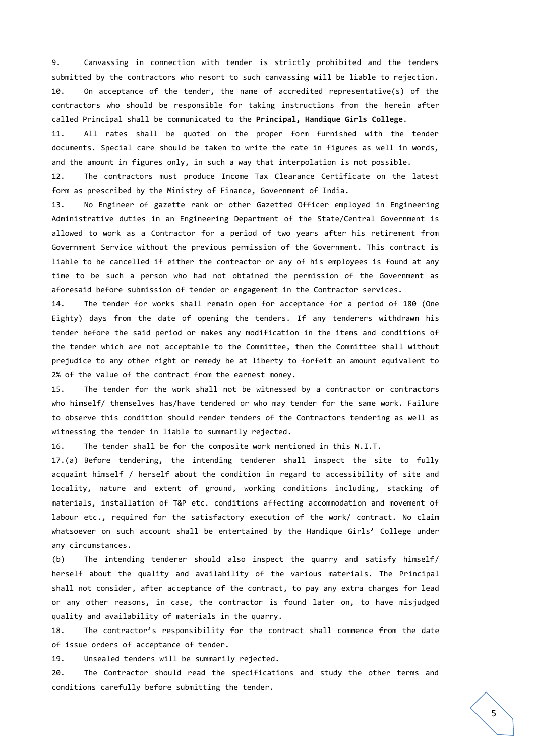9. Canvassing in connection with tender is strictly prohibited and the tenders submitted by the contractors who resort to such canvassing will be liable to rejection.

10. On acceptance of the tender, the name of accredited representative(s) of the contractors who should be responsible for taking instructions from the herein after called Principal shall be communicated to the **Principal, Handique Girls College**.

11. All rates shall be quoted on the proper form furnished with the tender documents. Special care should be taken to write the rate in figures as well in words, and the amount in figures only, in such a way that interpolation is not possible.

12. The contractors must produce Income Tax Clearance Certificate on the latest form as prescribed by the Ministry of Finance, Government of India.

13. No Engineer of gazette rank or other Gazetted Officer employed in Engineering Administrative duties in an Engineering Department of the State/Central Government is allowed to work as a Contractor for a period of two years after his retirement from Government Service without the previous permission of the Government. This contract is liable to be cancelled if either the contractor or any of his employees is found at any time to be such a person who had not obtained the permission of the Government as aforesaid before submission of tender or engagement in the Contractor services.

14. The tender for works shall remain open for acceptance for a period of 180 (One Eighty) days from the date of opening the tenders. If any tenderers withdrawn his tender before the said period or makes any modification in the items and conditions of the tender which are not acceptable to the Committee, then the Committee shall without prejudice to any other right or remedy be at liberty to forfeit an amount equivalent to 2% of the value of the contract from the earnest money.

15. The tender for the work shall not be witnessed by a contractor or contractors who himself/ themselves has/have tendered or who may tender for the same work. Failure to observe this condition should render tenders of the Contractors tendering as well as witnessing the tender in liable to summarily rejected.

16. The tender shall be for the composite work mentioned in this N.I.T.

17.(a) Before tendering, the intending tenderer shall inspect the site to fully acquaint himself / herself about the condition in regard to accessibility of site and locality, nature and extent of ground, working conditions including, stacking of materials, installation of T&P etc. conditions affecting accommodation and movement of labour etc., required for the satisfactory execution of the work/ contract. No claim whatsoever on such account shall be entertained by the Handique Girls' College under any circumstances.

(b) The intending tenderer should also inspect the quarry and satisfy himself/ herself about the quality and availability of the various materials. The Principal shall not consider, after acceptance of the contract, to pay any extra charges for lead or any other reasons, in case, the contractor is found later on, to have misjudged quality and availability of materials in the quarry.

18. The contractor's responsibility for the contract shall commence from the date of issue orders of acceptance of tender.

19. Unsealed tenders will be summarily rejected.

20. The Contractor should read the specifications and study the other terms and conditions carefully before submitting the tender.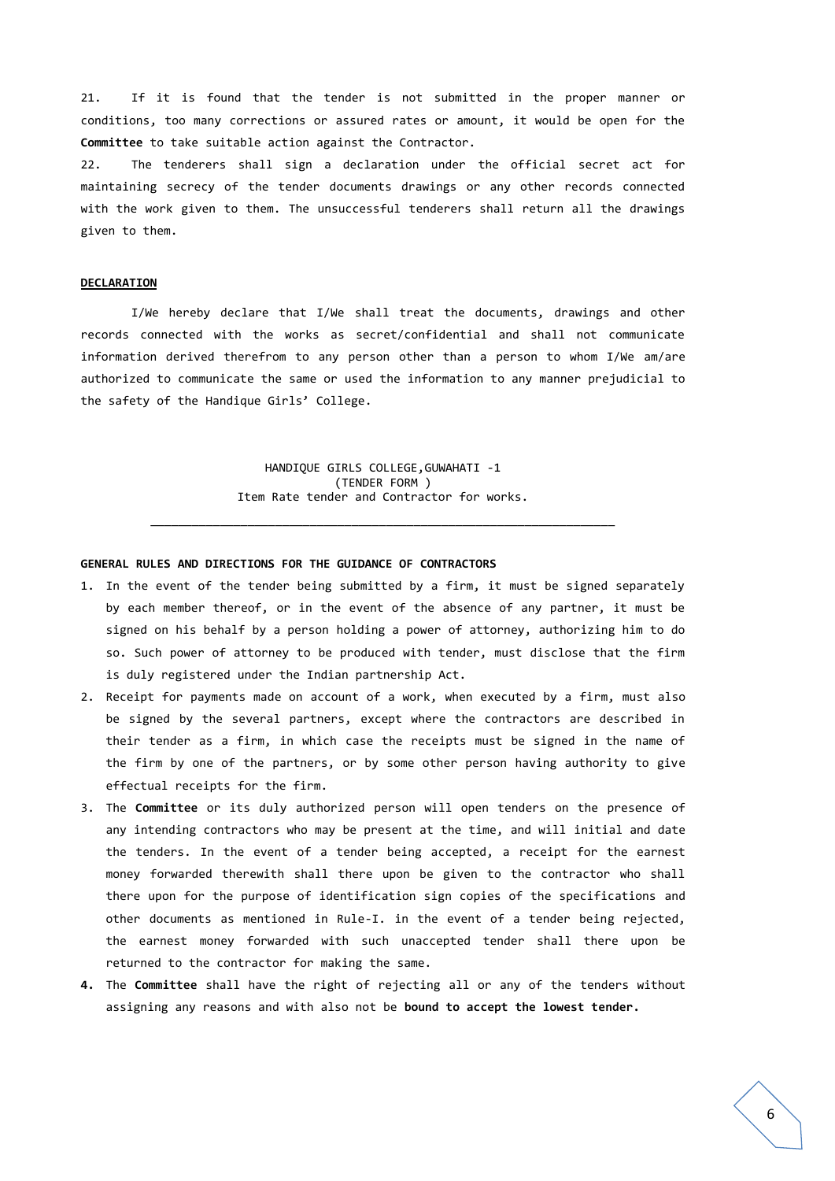21. If it is found that the tender is not submitted in the proper manner or conditions, too many corrections or assured rates or amount, it would be open for the **Committee** to take suitable action against the Contractor.

22. The tenderers shall sign a declaration under the official secret act for maintaining secrecy of the tender documents drawings or any other records connected with the work given to them. The unsuccessful tenderers shall return all the drawings given to them.

**DECLARATION**

I/We hereby declare that I/We shall treat the documents, drawings and other records connected with the works as secret/confidential and shall not communicate information derived therefrom to any person other than a person to whom I/We am/are authorized to communicate the same or used the information to any manner prejudicial to the safety of the Handique Girls' College.

HANDIQUE GIRLS COLLEGE,GUWAHATI -1
(TENDER FORM )
Item Rate tender and Contractor for works.

---

**GENERAL RULES AND DIRECTIONS FOR THE GUIDANCE OF CONTRACTORS**

1. In the event of the tender being submitted by a firm, it must be signed separately by each member thereof, or in the event of the absence of any partner, it must be signed on his behalf by a person holding a power of attorney, authorizing him to do so. Such power of attorney to be produced with tender, must disclose that the firm is duly registered under the Indian partnership Act.
2. Receipt for payments made on account of a work, when executed by a firm, must also be signed by the several partners, except where the contractors are described in their tender as a firm, in which case the receipts must be signed in the name of the firm by one of the partners, or by some other person having authority to give effectual receipts for the firm.
3. The **Committee** or its duly authorized person will open tenders on the presence of any intending contractors who may be present at the time, and will initial and date the tenders. In the event of a tender being accepted, a receipt for the earnest money forwarded therewith shall there upon be given to the contractor who shall there upon for the purpose of identification sign copies of the specifications and other documents as mentioned in Rule-I. in the event of a tender being rejected, the earnest money forwarded with such unaccepted tender shall there upon be returned to the contractor for making the same.
4. The **Committee** shall have the right of rejecting all or any of the tenders without assigning any reasons and with also not be **bound to accept the lowest tender.**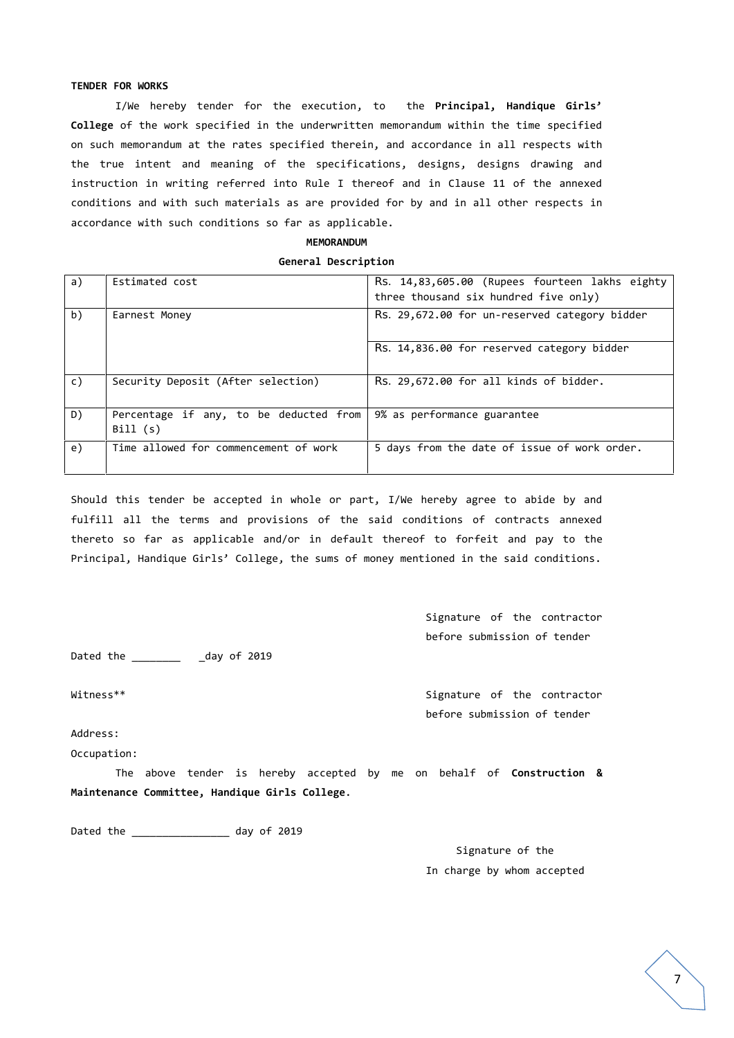**TENDER FOR WORKS**

I/We hereby tender for the execution, to the **Principal, Handique Girls' College** of the work specified in the underwritten memorandum within the time specified on such memorandum at the rates specified therein, and accordance in all respects with the true intent and meaning of the specifications, designs, designs drawing and instruction in writing referred into Rule I thereof and in Clause 11 of the annexed conditions and with such materials as are provided for by and in all other respects in accordance with such conditions so far as applicable.

**MEMORANDUM**

**General Description**

| | | |
|---|---|---|
| a) | Estimated cost | Rs. 14,83,605.00 (Rupees fourteen lakhs eighty three thousand six hundred five only) |
| b) | Earnest Money | Rs. 29,672.00 for un-reserved category bidder |
| | | Rs. 14,836.00 for reserved category bidder |
| c) | Security Deposit (After selection) | Rs. 29,672.00 for all kinds of bidder. |
| D) | Percentage if any, to be deducted from Bill (s) | 9% as performance guarantee |
| e) | Time allowed for commencement of work | 5 days from the date of issue of work order. |

Should this tender be accepted in whole or part, I/We hereby agree to abide by and fulfill all the terms and provisions of the said conditions of contracts annexed thereto so far as applicable and/or in default thereof to forfeit and pay to the Principal, Handique Girls' College, the sums of money mentioned in the said conditions.

Signature of the contractor before submission of tender

Dated the ________ _day of 2019

Witness**

Signature of the contractor before submission of tender

Address:

Occupation:

The above tender is hereby accepted by me on behalf of **Construction & Maintenance Committee, Handique Girls College.**

Dated the ________________ day of 2019

Signature of the In charge by whom accepted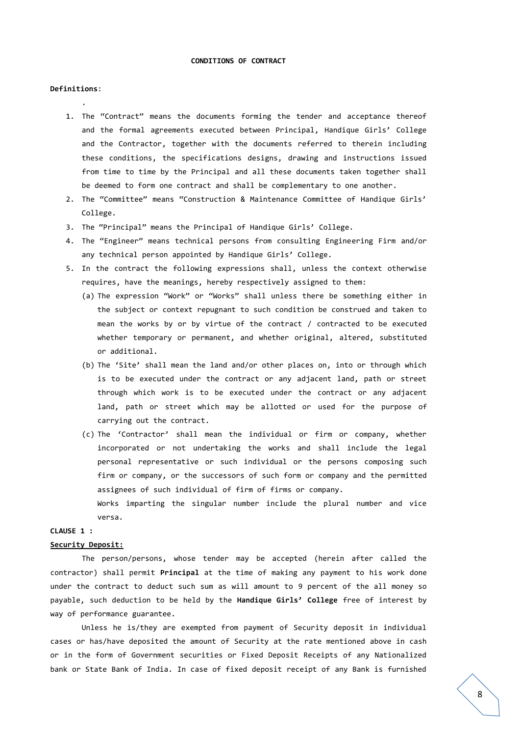# CONDITIONS OF CONTRACT

**Definitions**:

.

1. The "Contract" means the documents forming the tender and acceptance thereof and the formal agreements executed between Principal, Handique Girls' College and the Contractor, together with the documents referred to therein including these conditions, the specifications designs, drawing and instructions issued from time to time by the Principal and all these documents taken together shall be deemed to form one contract and shall be complementary to one another.
2. The "Committee" means "Construction & Maintenance Committee of Handique Girls' College.
3. The "Principal" means the Principal of Handique Girls' College.
4. The "Engineer" means technical persons from consulting Engineering Firm and/or any technical person appointed by Handique Girls' College.
5. In the contract the following expressions shall, unless the context otherwise requires, have the meanings, hereby respectively assigned to them:
   - (a) The expression "Work" or "Works" shall unless there be something either in the subject or context repugnant to such condition be construed and taken to mean the works by or by virtue of the contract / contracted to be executed whether temporary or permanent, and whether original, altered, substituted or additional.
   - (b) The 'Site' shall mean the land and/or other places on, into or through which is to be executed under the contract or any adjacent land, path or street through which work is to be executed under the contract or any adjacent land, path or street which may be allotted or used for the purpose of carrying out the contract.
   - (c) The 'Contractor' shall mean the individual or firm or company, whether incorporated or not undertaking the works and shall include the legal personal representative or such individual or the persons composing such firm or company, or the successors of such form or company and the permitted assignees of such individual of firm of firms or company.

     Works imparting the singular number include the plural number and vice versa.

**CLAUSE 1 :**

**Security Deposit:**

The person/persons, whose tender may be accepted (herein after called the contractor) shall permit **Principal** at the time of making any payment to his work done under the contract to deduct such sum as will amount to 9 percent of the all money so payable, such deduction to be held by the **Handique Girls' College** free of interest by way of performance guarantee.

Unless he is/they are exempted from payment of Security deposit in individual cases or has/have deposited the amount of Security at the rate mentioned above in cash or in the form of Government securities or Fixed Deposit Receipts of any Nationalized bank or State Bank of India. In case of fixed deposit receipt of any Bank is furnished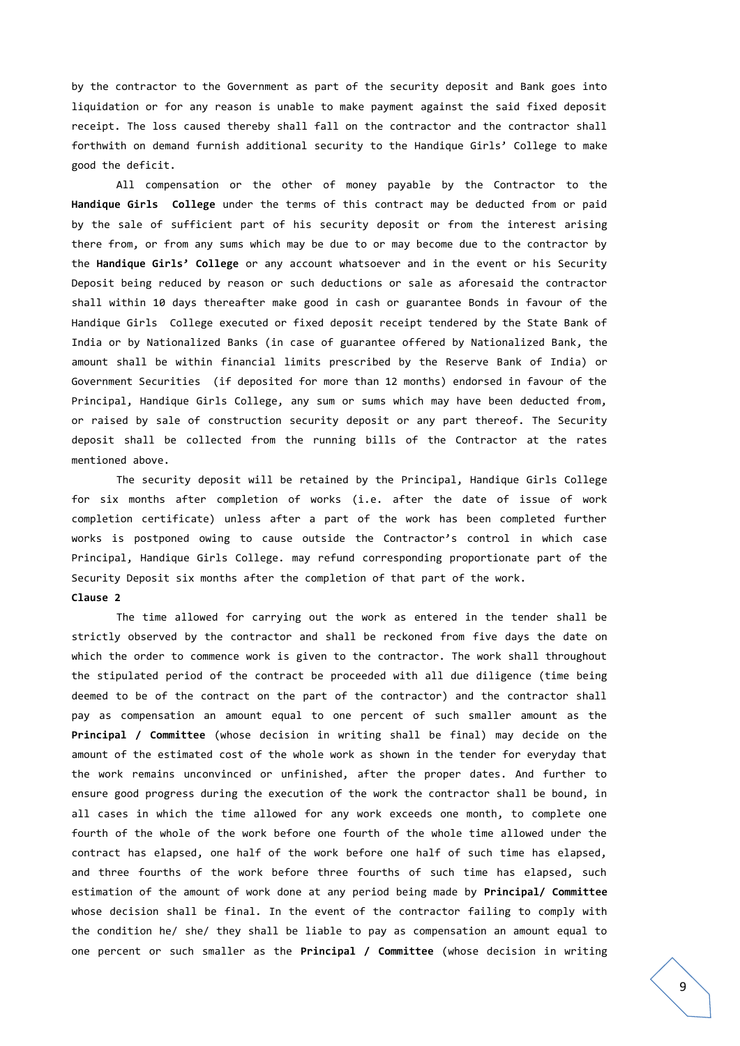by the contractor to the Government as part of the security deposit and Bank goes into liquidation or for any reason is unable to make payment against the said fixed deposit receipt. The loss caused thereby shall fall on the contractor and the contractor shall forthwith on demand furnish additional security to the Handique Girls' College to make good the deficit.

All compensation or the other of money payable by the Contractor to the **Handique Girls College** under the terms of this contract may be deducted from or paid by the sale of sufficient part of his security deposit or from the interest arising there from, or from any sums which may be due to or may become due to the contractor by the **Handique Girls' College** or any account whatsoever and in the event or his Security Deposit being reduced by reason or such deductions or sale as aforesaid the contractor shall within 10 days thereafter make good in cash or guarantee Bonds in favour of the Handique Girls College executed or fixed deposit receipt tendered by the State Bank of India or by Nationalized Banks (in case of guarantee offered by Nationalized Bank, the amount shall be within financial limits prescribed by the Reserve Bank of India) or Government Securities (if deposited for more than 12 months) endorsed in favour of the Principal, Handique Girls College, any sum or sums which may have been deducted from, or raised by sale of construction security deposit or any part thereof. The Security deposit shall be collected from the running bills of the Contractor at the rates mentioned above.

The security deposit will be retained by the Principal, Handique Girls College for six months after completion of works (i.e. after the date of issue of work completion certificate) unless after a part of the work has been completed further works is postponed owing to cause outside the Contractor's control in which case Principal, Handique Girls College. may refund corresponding proportionate part of the Security Deposit six months after the completion of that part of the work.

**Clause 2**

The time allowed for carrying out the work as entered in the tender shall be strictly observed by the contractor and shall be reckoned from five days the date on which the order to commence work is given to the contractor. The work shall throughout the stipulated period of the contract be proceeded with all due diligence (time being deemed to be of the contract on the part of the contractor) and the contractor shall pay as compensation an amount equal to one percent of such smaller amount as the **Principal / Committee** (whose decision in writing shall be final) may decide on the amount of the estimated cost of the whole work as shown in the tender for everyday that the work remains unconvinced or unfinished, after the proper dates. And further to ensure good progress during the execution of the work the contractor shall be bound, in all cases in which the time allowed for any work exceeds one month, to complete one fourth of the whole of the work before one fourth of the whole time allowed under the contract has elapsed, one half of the work before one half of such time has elapsed, and three fourths of the work before three fourths of such time has elapsed, such estimation of the amount of work done at any period being made by **Principal/ Committee** whose decision shall be final. In the event of the contractor failing to comply with the condition he/ she/ they shall be liable to pay as compensation an amount equal to one percent or such smaller as the **Principal / Committee** (whose decision in writing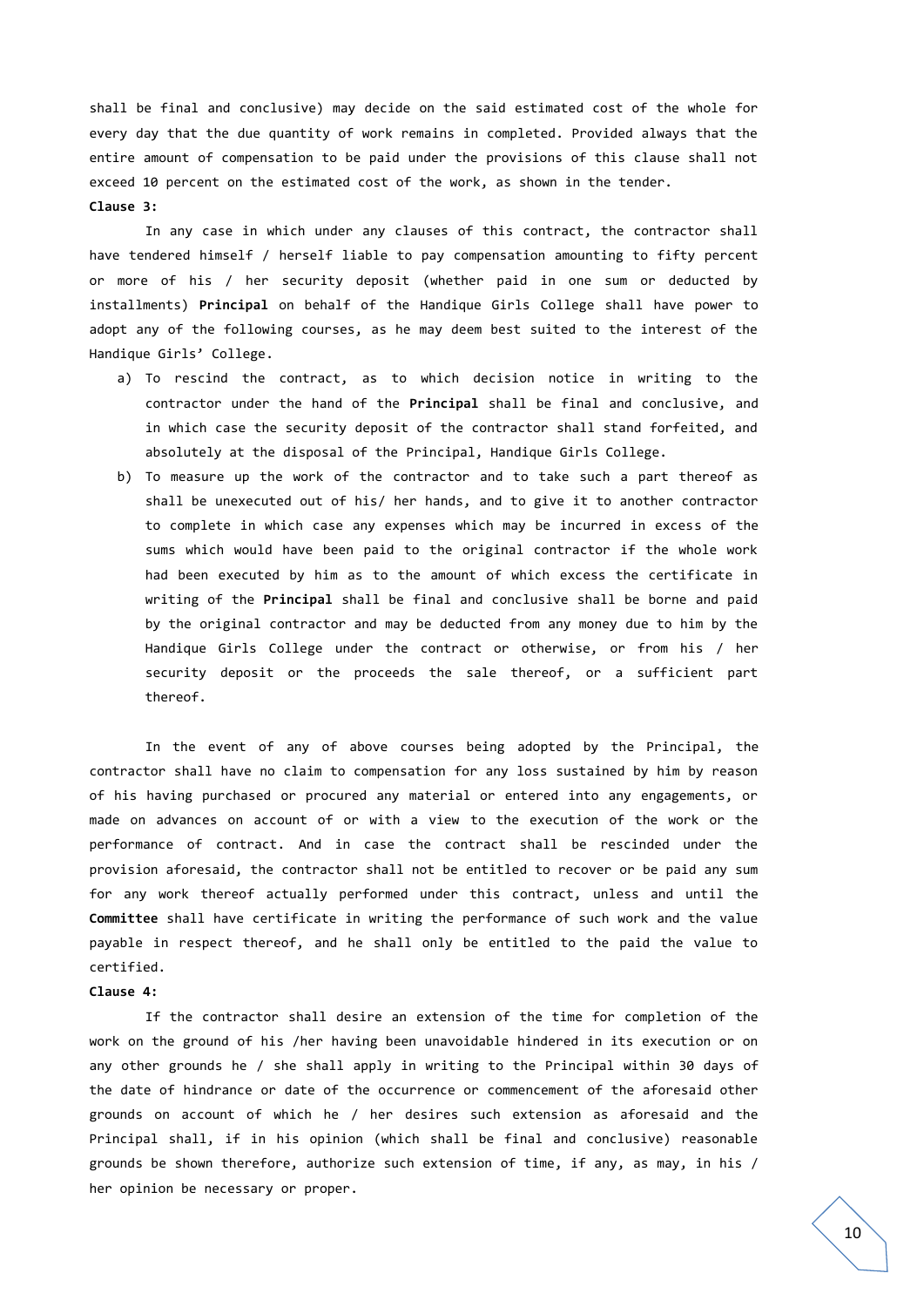shall be final and conclusive) may decide on the said estimated cost of the whole for every day that the due quantity of work remains in completed. Provided always that the entire amount of compensation to be paid under the provisions of this clause shall not exceed 10 percent on the estimated cost of the work, as shown in the tender.

**Clause 3:**

In any case in which under any clauses of this contract, the contractor shall have tendered himself / herself liable to pay compensation amounting to fifty percent or more of his / her security deposit (whether paid in one sum or deducted by installments) **Principal** on behalf of the Handique Girls College shall have power to adopt any of the following courses, as he may deem best suited to the interest of the Handique Girls' College.

a) To rescind the contract, as to which decision notice in writing to the contractor under the hand of the **Principal** shall be final and conclusive, and in which case the security deposit of the contractor shall stand forfeited, and absolutely at the disposal of the Principal, Handique Girls College.

b) To measure up the work of the contractor and to take such a part thereof as shall be unexecuted out of his/ her hands, and to give it to another contractor to complete in which case any expenses which may be incurred in excess of the sums which would have been paid to the original contractor if the whole work had been executed by him as to the amount of which excess the certificate in writing of the **Principal** shall be final and conclusive shall be borne and paid by the original contractor and may be deducted from any money due to him by the Handique Girls College under the contract or otherwise, or from his / her security deposit or the proceeds the sale thereof, or a sufficient part thereof.

In the event of any of above courses being adopted by the Principal, the contractor shall have no claim to compensation for any loss sustained by him by reason of his having purchased or procured any material or entered into any engagements, or made on advances on account of or with a view to the execution of the work or the performance of contract. And in case the contract shall be rescinded under the provision aforesaid, the contractor shall not be entitled to recover or be paid any sum for any work thereof actually performed under this contract, unless and until the **Committee** shall have certificate in writing the performance of such work and the value payable in respect thereof, and he shall only be entitled to the paid the value to certified.

**Clause 4:**

If the contractor shall desire an extension of the time for completion of the work on the ground of his /her having been unavoidable hindered in its execution or on any other grounds he / she shall apply in writing to the Principal within 30 days of the date of hindrance or date of the occurrence or commencement of the aforesaid other grounds on account of which he / her desires such extension as aforesaid and the Principal shall, if in his opinion (which shall be final and conclusive) reasonable grounds be shown therefore, authorize such extension of time, if any, as may, in his / her opinion be necessary or proper.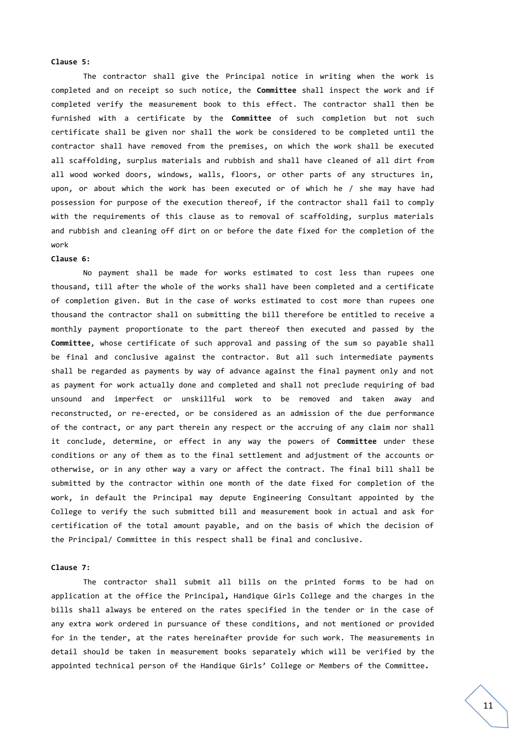**Clause 5:**

The contractor shall give the Principal notice in writing when the work is completed and on receipt so such notice, the **Committee** shall inspect the work and if completed verify the measurement book to this effect. The contractor shall then be furnished with a certificate by the **Committee** of such completion but not such certificate shall be given nor shall the work be considered to be completed until the contractor shall have removed from the premises, on which the work shall be executed all scaffolding, surplus materials and rubbish and shall have cleaned of all dirt from all wood worked doors, windows, walls, floors, or other parts of any structures in, upon, or about which the work has been executed or of which he / she may have had possession for purpose of the execution thereof, if the contractor shall fail to comply with the requirements of this clause as to removal of scaffolding, surplus materials and rubbish and cleaning off dirt on or before the date fixed for the completion of the work

**Clause 6:**

No payment shall be made for works estimated to cost less than rupees one thousand, till after the whole of the works shall have been completed and a certificate of completion given. But in the case of works estimated to cost more than rupees one thousand the contractor shall on submitting the bill therefore be entitled to receive a monthly payment proportionate to the part thereof then executed and passed by the **Committee**, whose certificate of such approval and passing of the sum so payable shall be final and conclusive against the contractor. But all such intermediate payments shall be regarded as payments by way of advance against the final payment only and not as payment for work actually done and completed and shall not preclude requiring of bad unsound and imperfect or unskillful work to be removed and taken away and reconstructed, or re-erected, or be considered as an admission of the due performance of the contract, or any part therein any respect or the accruing of any claim nor shall it conclude, determine, or effect in any way the powers of **Committee** under these conditions or any of them as to the final settlement and adjustment of the accounts or otherwise, or in any other way a vary or affect the contract. The final bill shall be submitted by the contractor within one month of the date fixed for completion of the work, in default the Principal may depute Engineering Consultant appointed by the College to verify the such submitted bill and measurement book in actual and ask for certification of the total amount payable, and on the basis of which the decision of the Principal/ Committee in this respect shall be final and conclusive.

**Clause 7:**

The contractor shall submit all bills on the printed forms to be had on application at the office the Principal, Handique Girls College and the charges in the bills shall always be entered on the rates specified in the tender or in the case of any extra work ordered in pursuance of these conditions, and not mentioned or provided for in the tender, at the rates hereinafter provide for such work. The measurements in detail should be taken in measurement books separately which will be verified by the appointed technical person of the Handique Girls' College or Members of the Committee.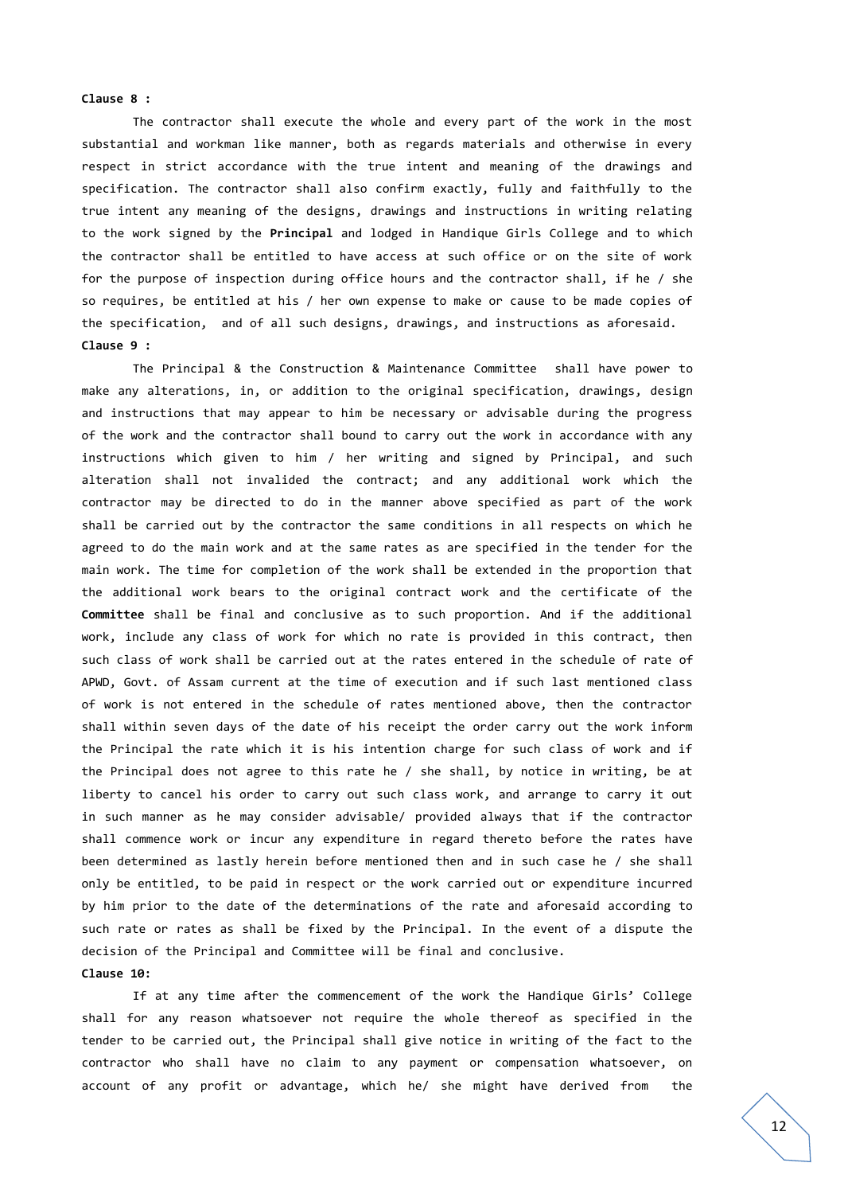**Clause 8 :**

The contractor shall execute the whole and every part of the work in the most substantial and workman like manner, both as regards materials and otherwise in every respect in strict accordance with the true intent and meaning of the drawings and specification. The contractor shall also confirm exactly, fully and faithfully to the true intent any meaning of the designs, drawings and instructions in writing relating to the work signed by the **Principal** and lodged in Handique Girls College and to which the contractor shall be entitled to have access at such office or on the site of work for the purpose of inspection during office hours and the contractor shall, if he / she so requires, be entitled at his / her own expense to make or cause to be made copies of the specification, and of all such designs, drawings, and instructions as aforesaid.

**Clause 9 :**

The Principal & the Construction & Maintenance Committee shall have power to make any alterations, in, or addition to the original specification, drawings, design and instructions that may appear to him be necessary or advisable during the progress of the work and the contractor shall bound to carry out the work in accordance with any instructions which given to him / her writing and signed by Principal, and such alteration shall not invalided the contract; and any additional work which the contractor may be directed to do in the manner above specified as part of the work shall be carried out by the contractor the same conditions in all respects on which he agreed to do the main work and at the same rates as are specified in the tender for the main work. The time for completion of the work shall be extended in the proportion that the additional work bears to the original contract work and the certificate of the **Committee** shall be final and conclusive as to such proportion. And if the additional work, include any class of work for which no rate is provided in this contract, then such class of work shall be carried out at the rates entered in the schedule of rate of APWD, Govt. of Assam current at the time of execution and if such last mentioned class of work is not entered in the schedule of rates mentioned above, then the contractor shall within seven days of the date of his receipt the order carry out the work inform the Principal the rate which it is his intention charge for such class of work and if the Principal does not agree to this rate he / she shall, by notice in writing, be at liberty to cancel his order to carry out such class work, and arrange to carry it out in such manner as he may consider advisable/ provided always that if the contractor shall commence work or incur any expenditure in regard thereto before the rates have been determined as lastly herein before mentioned then and in such case he / she shall only be entitled, to be paid in respect or the work carried out or expenditure incurred by him prior to the date of the determinations of the rate and aforesaid according to such rate or rates as shall be fixed by the Principal. In the event of a dispute the decision of the Principal and Committee will be final and conclusive.

**Clause 10:**

If at any time after the commencement of the work the Handique Girls' College shall for any reason whatsoever not require the whole thereof as specified in the tender to be carried out, the Principal shall give notice in writing of the fact to the contractor who shall have no claim to any payment or compensation whatsoever, on account of any profit or advantage, which he/ she might have derived from the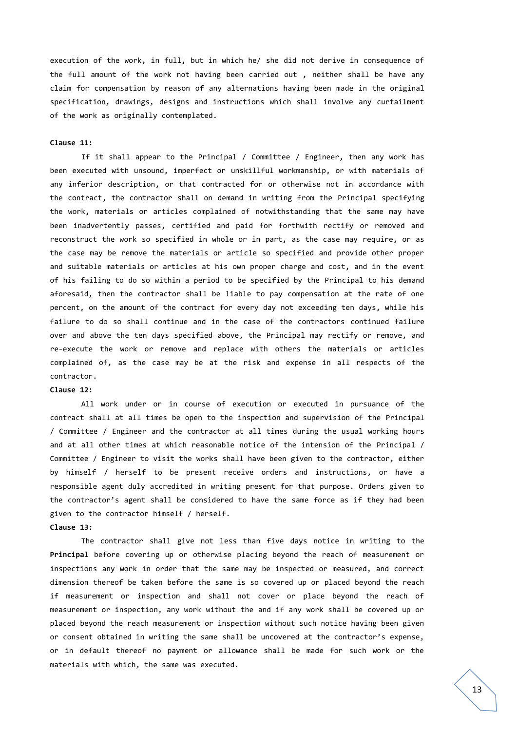execution of the work, in full, but in which he/ she did not derive in consequence of the full amount of the work not having been carried out , neither shall be have any claim for compensation by reason of any alternations having been made in the original specification, drawings, designs and instructions which shall involve any curtailment of the work as originally contemplated.

**Clause 11:**

If it shall appear to the Principal / Committee / Engineer, then any work has been executed with unsound, imperfect or unskillful workmanship, or with materials of any inferior description, or that contracted for or otherwise not in accordance with the contract, the contractor shall on demand in writing from the Principal specifying the work, materials or articles complained of notwithstanding that the same may have been inadvertently passes, certified and paid for forthwith rectify or removed and reconstruct the work so specified in whole or in part, as the case may require, or as the case may be remove the materials or article so specified and provide other proper and suitable materials or articles at his own proper charge and cost, and in the event of his failing to do so within a period to be specified by the Principal to his demand aforesaid, then the contractor shall be liable to pay compensation at the rate of one percent, on the amount of the contract for every day not exceeding ten days, while his failure to do so shall continue and in the case of the contractors continued failure over and above the ten days specified above, the Principal may rectify or remove, and re-execute the work or remove and replace with others the materials or articles complained of, as the case may be at the risk and expense in all respects of the contractor.

**Clause 12:**

All work under or in course of execution or executed in pursuance of the contract shall at all times be open to the inspection and supervision of the Principal / Committee / Engineer and the contractor at all times during the usual working hours and at all other times at which reasonable notice of the intension of the Principal / Committee / Engineer to visit the works shall have been given to the contractor, either by himself / herself to be present receive orders and instructions, or have a responsible agent duly accredited in writing present for that purpose. Orders given to the contractor's agent shall be considered to have the same force as if they had been given to the contractor himself / herself.

**Clause 13:**

The contractor shall give not less than five days notice in writing to the **Principal** before covering up or otherwise placing beyond the reach of measurement or inspections any work in order that the same may be inspected or measured, and correct dimension thereof be taken before the same is so covered up or placed beyond the reach if measurement or inspection and shall not cover or place beyond the reach of measurement or inspection, any work without the and if any work shall be covered up or placed beyond the reach measurement or inspection without such notice having been given or consent obtained in writing the same shall be uncovered at the contractor's expense, or in default thereof no payment or allowance shall be made for such work or the materials with which, the same was executed.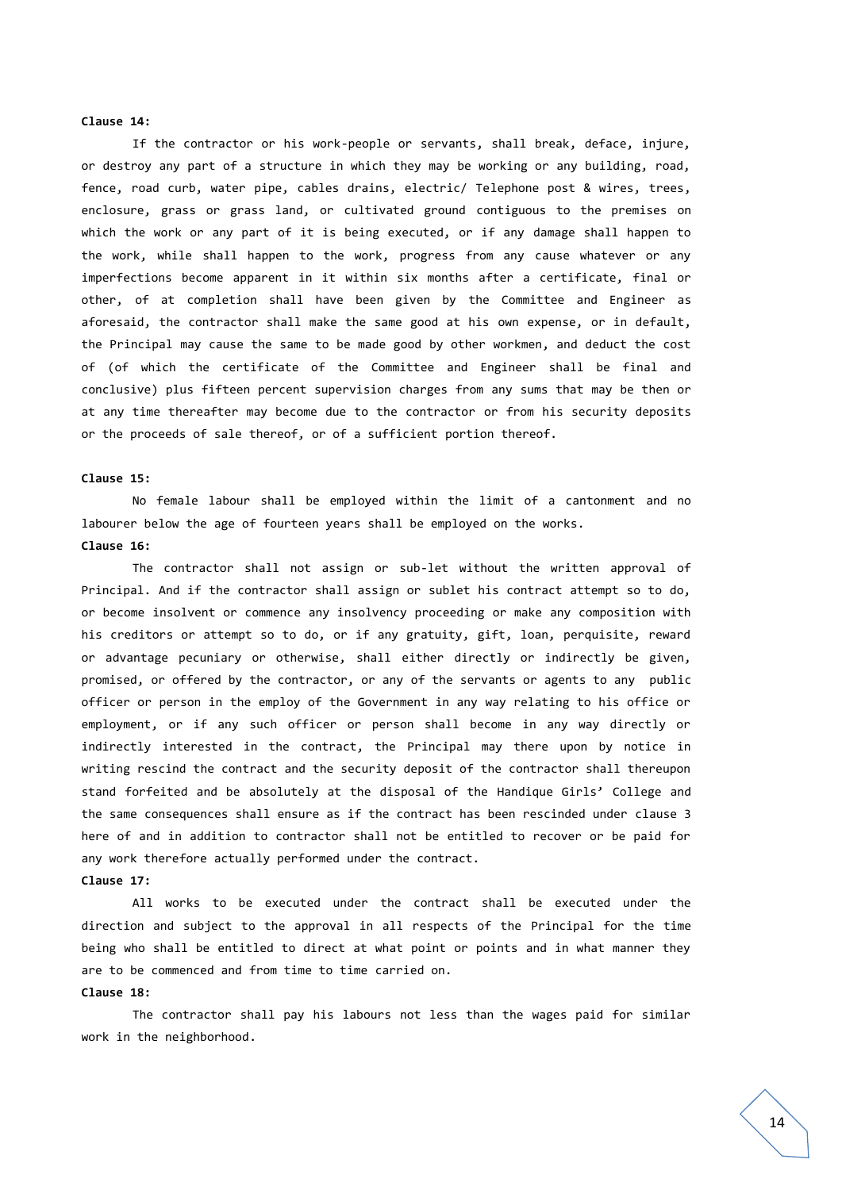**Clause 14:**

If the contractor or his work-people or servants, shall break, deface, injure, or destroy any part of a structure in which they may be working or any building, road, fence, road curb, water pipe, cables drains, electric/ Telephone post & wires, trees, enclosure, grass or grass land, or cultivated ground contiguous to the premises on which the work or any part of it is being executed, or if any damage shall happen to the work, while shall happen to the work, progress from any cause whatever or any imperfections become apparent in it within six months after a certificate, final or other, of at completion shall have been given by the Committee and Engineer as aforesaid, the contractor shall make the same good at his own expense, or in default, the Principal may cause the same to be made good by other workmen, and deduct the cost of (of which the certificate of the Committee and Engineer shall be final and conclusive) plus fifteen percent supervision charges from any sums that may be then or at any time thereafter may become due to the contractor or from his security deposits or the proceeds of sale thereof, or of a sufficient portion thereof.

**Clause 15:**

No female labour shall be employed within the limit of a cantonment and no labourer below the age of fourteen years shall be employed on the works.

**Clause 16:**

The contractor shall not assign or sub-let without the written approval of Principal. And if the contractor shall assign or sublet his contract attempt so to do, or become insolvent or commence any insolvency proceeding or make any composition with his creditors or attempt so to do, or if any gratuity, gift, loan, perquisite, reward or advantage pecuniary or otherwise, shall either directly or indirectly be given, promised, or offered by the contractor, or any of the servants or agents to any public officer or person in the employ of the Government in any way relating to his office or employment, or if any such officer or person shall become in any way directly or indirectly interested in the contract, the Principal may there upon by notice in writing rescind the contract and the security deposit of the contractor shall thereupon stand forfeited and be absolutely at the disposal of the Handique Girls' College and the same consequences shall ensure as if the contract has been rescinded under clause 3 here of and in addition to contractor shall not be entitled to recover or be paid for any work therefore actually performed under the contract.

**Clause 17:**

All works to be executed under the contract shall be executed under the direction and subject to the approval in all respects of the Principal for the time being who shall be entitled to direct at what point or points and in what manner they are to be commenced and from time to time carried on.

**Clause 18:**

The contractor shall pay his labours not less than the wages paid for similar work in the neighborhood.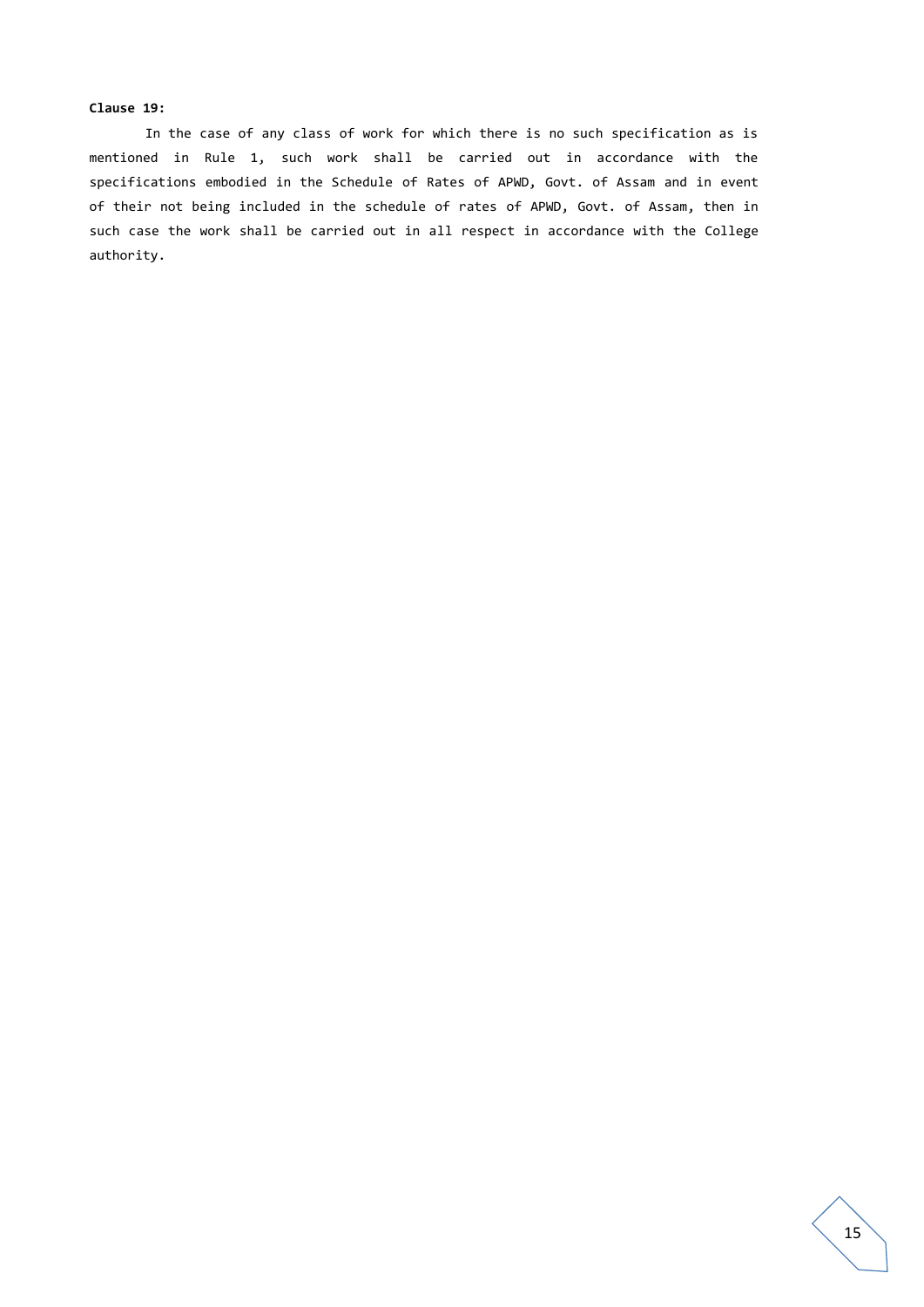**Clause 19:**

In the case of any class of work for which there is no such specification as is mentioned in Rule 1, such work shall be carried out in accordance with the specifications embodied in the Schedule of Rates of APWD, Govt. of Assam and in event of their not being included in the schedule of rates of APWD, Govt. of Assam, then in such case the work shall be carried out in all respect in accordance with the College authority.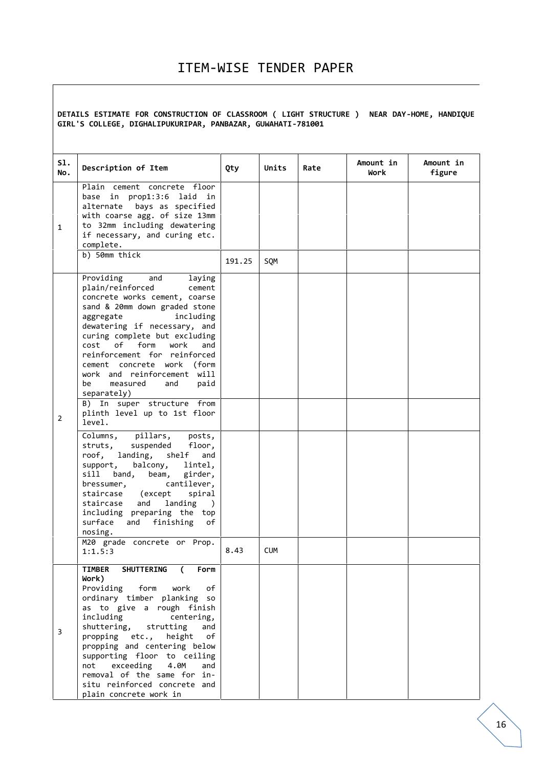# ITEM-WISE TENDER PAPER

**DETAILS ESTIMATE FOR CONSTRUCTION OF CLASSROOM ( LIGHT STRUCTURE ) NEAR DAY-HOME, HANDIQUE GIRL'S COLLEGE, DIGHALIPUKURIPAR, PANBAZAR, GUWAHATI-781001**

| Sl. No. | Description of Item | Qty | Units | Rate | Amount in Work | Amount in figure |
|---|---|---|---|---|---|---|
| 1 | Plain cement concrete floor base in prop1:3:6 laid in alternate bays as specified with coarse agg. of size 13mm to 32mm including dewatering if necessary, and curing etc. complete. | | | | | |
| | b) 50mm thick | 191.25 | SQM | | | |
| 2 | Providing and laying plain/reinforced cement concrete works cement, coarse sand & 20mm down graded stone aggregate including dewatering if necessary, and curing complete but excluding cost of form work and reinforcement for reinforced cement concrete work (form work and reinforcement will be measured and paid separately) | | | | | |
| | B) In super structure from plinth level up to 1st floor level. | | | | | |
| | Columns, pillars, posts, struts, suspended floor, roof, landing, shelf and support, balcony, lintel, sill band, beam, girder, bressumer, cantilever, staircase (except spiral staircase and landing ) including preparing the top surface and finishing of nosing. | | | | | |
| | M20 grade concrete or Prop. 1:1.5:3 | 8.43 | CUM | | | |
| 3 | **TIMBER SHUTTERING ( Form Work)** Providing form work of ordinary timber planking so as to give a rough finish including centering, shuttering, strutting and propping etc., height of propping and centering below supporting floor to ceiling not exceeding 4.0M and removal of the same for in-situ reinforced concrete and plain concrete work in | | | | | |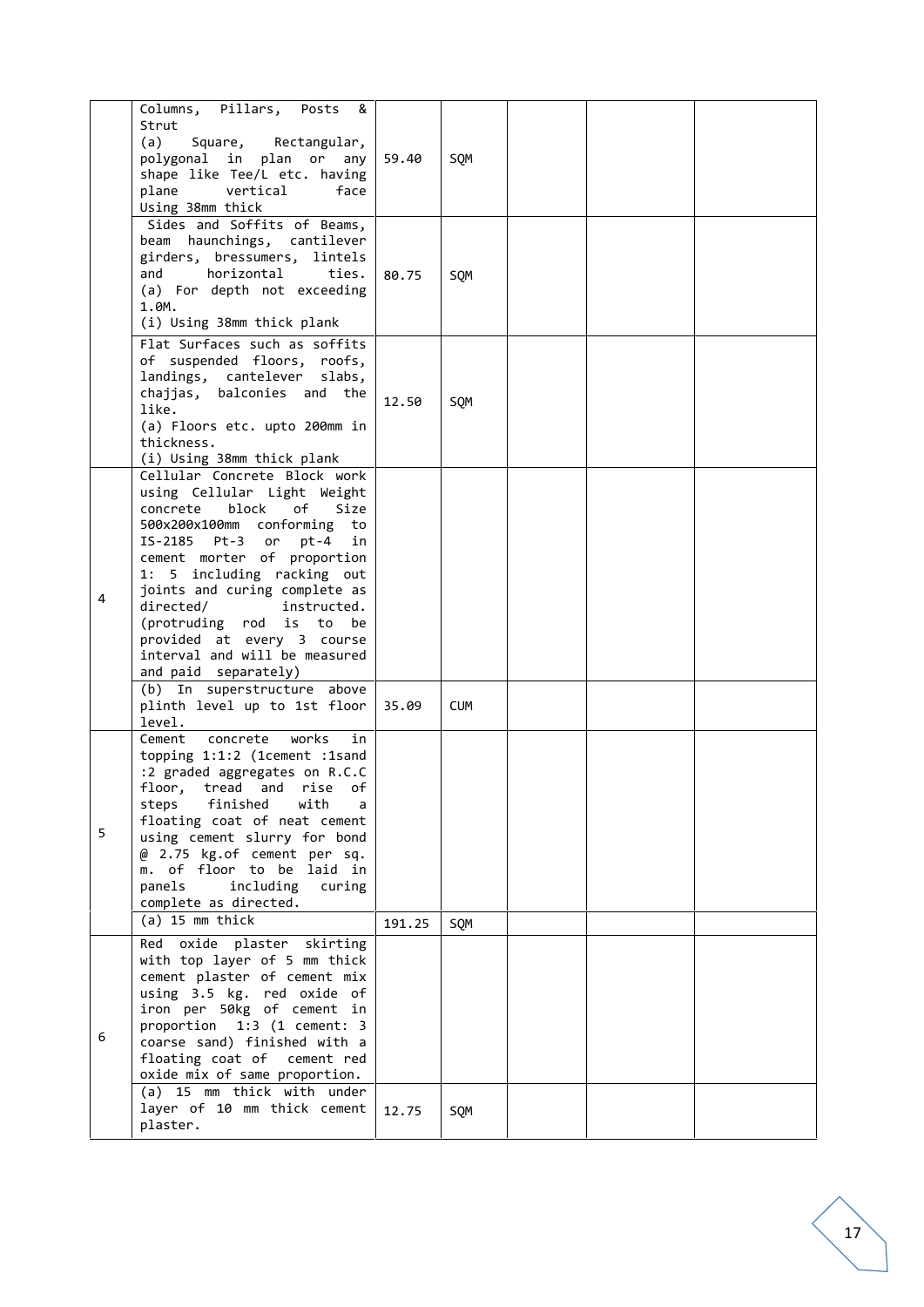| | | | | | | |
|---|---|---|---|---|---|---|
| | Columns, Pillars, Posts & Strut<br>(a) Square, Rectangular, polygonal in plan or any shape like Tee/L etc. having plane vertical face<br>Using 38mm thick | 59.40 | SQM | | | |
| | Sides and Soffits of Beams, beam haunchings, cantilever girders, bressumers, lintels and horizontal ties.<br>(a) For depth not exceeding 1.0M.<br>(i) Using 38mm thick plank | 80.75 | SQM | | | |
| | Flat Surfaces such as soffits of suspended floors, roofs, landings, cantelever slabs, chajjas, balconies and the like.<br>(a) Floors etc. upto 200mm in thickness.<br>(i) Using 38mm thick plank | 12.50 | SQM | | | |
| 4 | Cellular Concrete Block work using Cellular Light Weight concrete block of Size 500x200x100mm conforming to IS-2185 Pt-3 or pt-4 in cement morter of proportion 1: 5 including racking out joints and curing complete as directed/ instructed. (protruding rod is to be provided at every 3 course interval and will be measured and paid separately) | | | | | |
| | (b) In superstructure above plinth level up to 1st floor level. | 35.09 | CUM | | | |
| 5 | Cement concrete works in topping 1:1:2 (1cement :1sand :2 graded aggregates on R.C.C floor, tread and rise of steps finished with a floating coat of neat cement using cement slurry for bond @ 2.75 kg.of cement per sq. m. of floor to be laid in panels including curing complete as directed. | | | | | |
| | (a) 15 mm thick | 191.25 | SQM | | | |
| 6 | Red oxide plaster skirting with top layer of 5 mm thick cement plaster of cement mix using 3.5 kg. red oxide of iron per 50kg of cement in proportion 1:3 (1 cement: 3 coarse sand) finished with a floating coat of cement red oxide mix of same proportion. | | | | | |
| | (a) 15 mm thick with under layer of 10 mm thick cement plaster. | 12.75 | SQM | | | |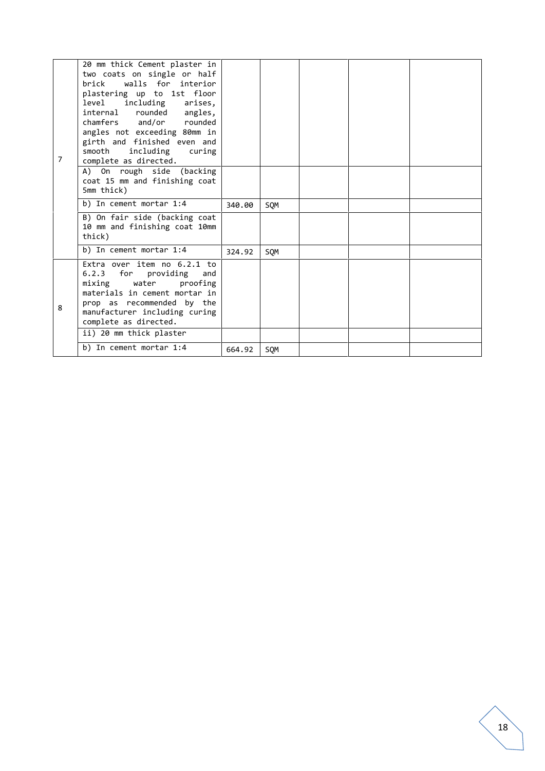| | | | | | | |
|---|---|---|---|---|---|---|
| 7 | 20 mm thick Cement plaster in two coats on single or half brick walls for interior plastering up to 1st floor level including arises, internal rounded angles, chamfers and/or rounded angles not exceeding 80mm in girth and finished even and smooth including curing complete as directed. | | | | | |
| | A) On rough side (backing coat 15 mm and finishing coat 5mm thick) | | | | | |
| | b) In cement mortar 1:4 | 340.00 | SQM | | | |
| | B) On fair side (backing coat 10 mm and finishing coat 10mm thick) | | | | | |
| | b) In cement mortar 1:4 | 324.92 | SQM | | | |
| 8 | Extra over item no 6.2.1 to 6.2.3 for providing and mixing water proofing materials in cement mortar in prop as recommended by the manufacturer including curing complete as directed. | | | | | |
| | ii) 20 mm thick plaster | | | | | |
| | b) In cement mortar 1:4 | 664.92 | SQM | | | |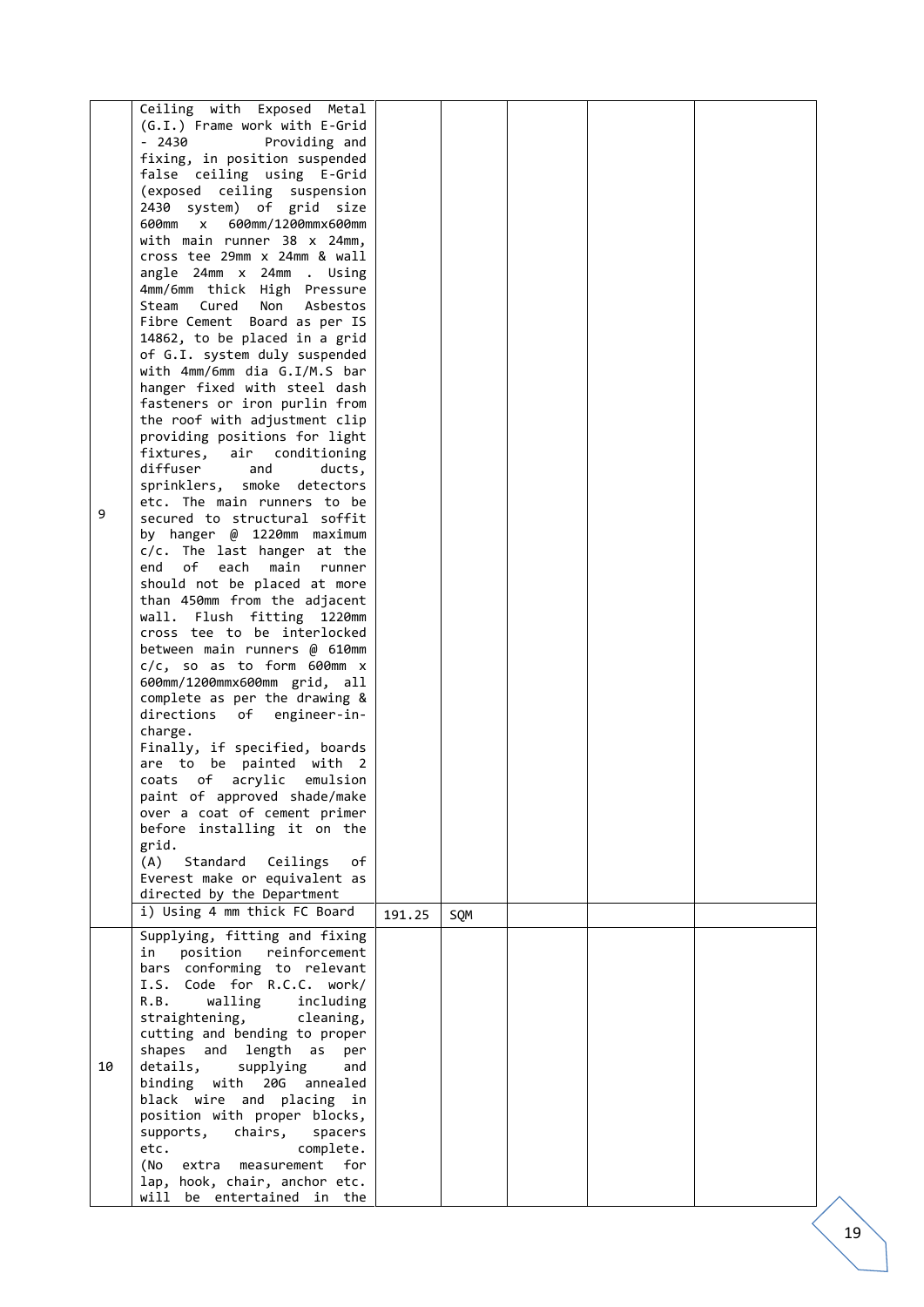| | | | | | | |
|---|---|---|---|---|---|---|
| 9 | Ceiling with Exposed Metal (G.I.) Frame work with E-Grid - 2430 Providing and fixing, in position suspended false ceiling using E-Grid (exposed ceiling suspension 2430 system) of grid size 600mm x 600mm/1200mmx600mm with main runner 38 x 24mm, cross tee 29mm x 24mm & wall angle 24mm x 24mm . Using 4mm/6mm thick High Pressure Steam Cured Non Asbestos Fibre Cement Board as per IS 14862, to be placed in a grid of G.I. system duly suspended with 4mm/6mm dia G.I/M.S bar hanger fixed with steel dash fasteners or iron purlin from the roof with adjustment clip providing positions for light fixtures, air conditioning diffuser and ducts, sprinklers, smoke detectors etc. The main runners to be secured to structural soffit by hanger @ 1220mm maximum c/c. The last hanger at the end of each main runner should not be placed at more than 450mm from the adjacent wall. Flush fitting 1220mm cross tee to be interlocked between main runners @ 610mm c/c, so as to form 600mm x 600mm/1200mmx600mm grid, all complete as per the drawing & directions of engineer-in-charge.<br>Finally, if specified, boards are to be painted with 2 coats of acrylic emulsion paint of approved shade/make over a coat of cement primer before installing it on the grid.<br>(A) Standard Ceilings of Everest make or equivalent as directed by the Department | | | | | |
| | i) Using 4 mm thick FC Board | 191.25 | SQM | | | |
| 10 | Supplying, fitting and fixing in position reinforcement bars conforming to relevant I.S. Code for R.C.C. work/ R.B. walling including straightening, cleaning, cutting and bending to proper shapes and length as per details, supplying and binding with 20G annealed black wire and placing in position with proper blocks, supports, chairs, spacers etc. complete.<br>(No extra measurement for lap, hook, chair, anchor etc. will be entertained in the | | | | | |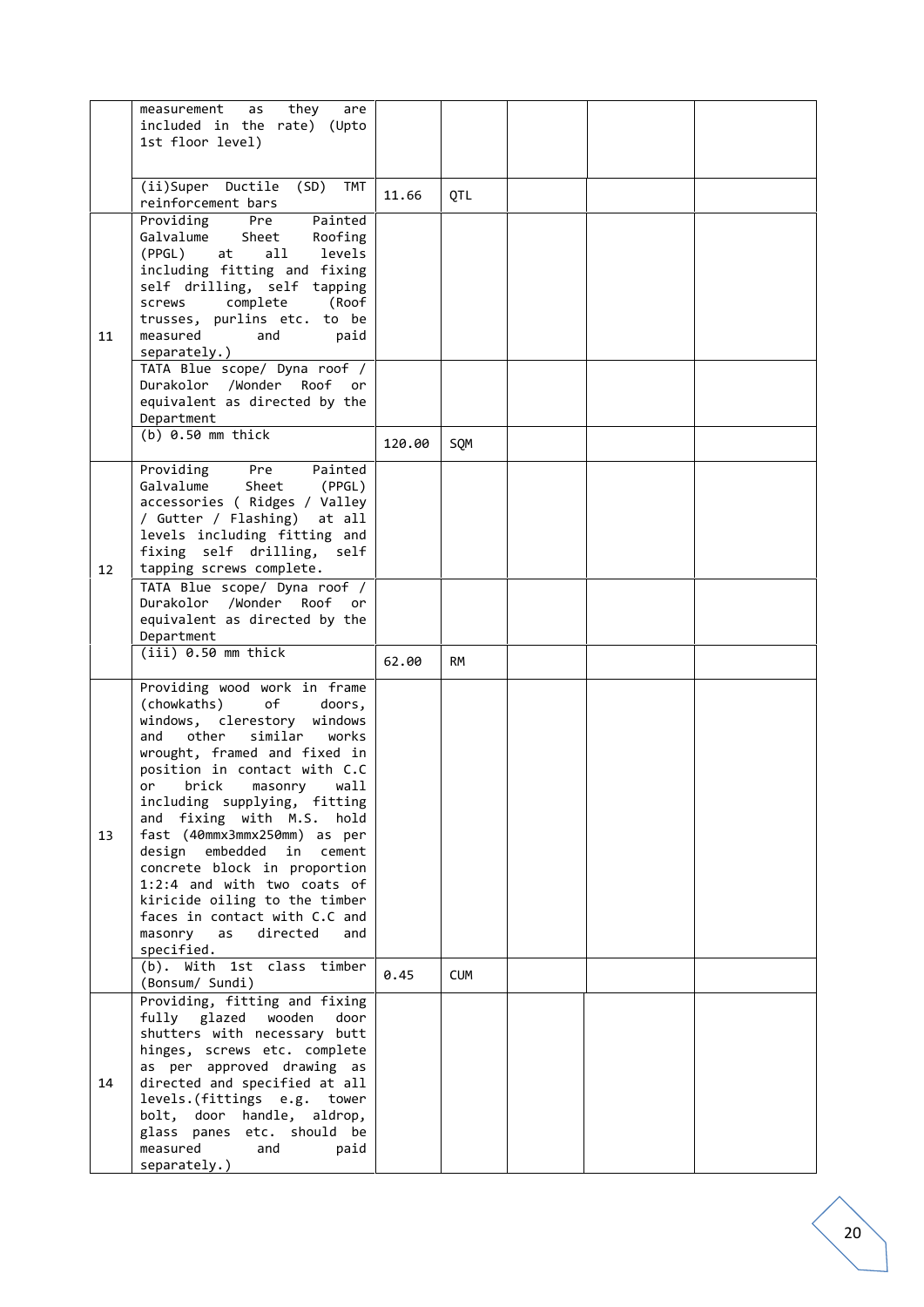| | | | | | | |
|---|---|---|---|---|---|---|
| | measurement as they are included in the rate) (Upto 1st floor level) | | | | | |
| | (ii)Super Ductile (SD) TMT reinforcement bars | 11.66 | QTL | | | |
| 11 | Providing Pre Painted Galvalume Sheet Roofing (PPGL) at all levels including fitting and fixing self drilling, self tapping screws complete (Roof trusses, purlins etc. to be measured and paid separately.) | | | | | |
| | TATA Blue scope/ Dyna roof / Durakolor /Wonder Roof or equivalent as directed by the Department | | | | | |
| | (b) 0.50 mm thick | 120.00 | SQM | | | |
| 12 | Providing Pre Painted Galvalume Sheet (PPGL) accessories ( Ridges / Valley / Gutter / Flashing) at all levels including fitting and fixing self drilling, self tapping screws complete. | | | | | |
| | TATA Blue scope/ Dyna roof / Durakolor /Wonder Roof or equivalent as directed by the Department | | | | | |
| | (iii) 0.50 mm thick | 62.00 | RM | | | |
| 13 | Providing wood work in frame (chowkaths) of doors, windows, clerestory windows and other similar works wrought, framed and fixed in position in contact with C.C or brick masonry wall including supplying, fitting and fixing with M.S. hold fast (40mmx3mmx250mm) as per design embedded in cement concrete block in proportion 1:2:4 and with two coats of kiricide oiling to the timber faces in contact with C.C and masonry as directed and specified. | | | | | |
| | (b). With 1st class timber (Bonsum/ Sundi) | 0.45 | CUM | | | |
| 14 | Providing, fitting and fixing fully glazed wooden door shutters with necessary butt hinges, screws etc. complete as per approved drawing as directed and specified at all levels.(fittings e.g. tower bolt, door handle, aldrop, glass panes etc. should be measured and paid separately.) | | | | | |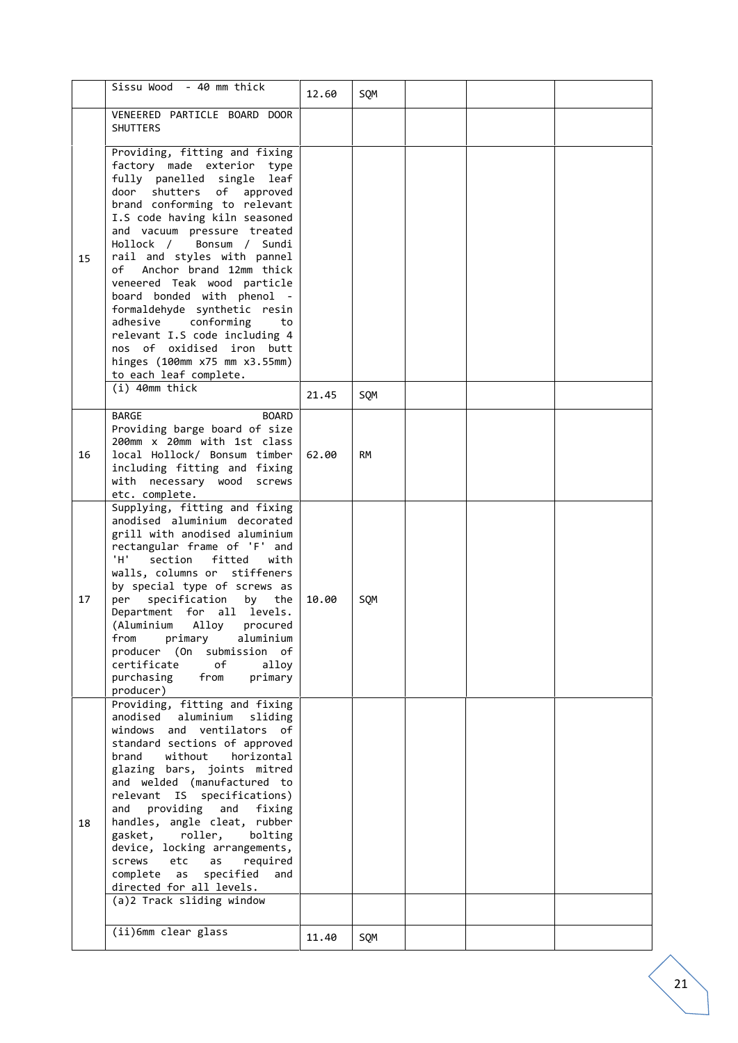| | | | | | | |
|---|---|---|---|---|---|---|
| | Sissu Wood - 40 mm thick | 12.60 | SQM | | | |
| | VENEERED PARTICLE BOARD DOOR SHUTTERS | | | | | |
| 15 | Providing, fitting and fixing factory made exterior type fully panelled single leaf door shutters of approved brand conforming to relevant I.S code having kiln seasoned and vacuum pressure treated Hollock / Bonsum / Sundi rail and styles with pannel of Anchor brand 12mm thick veneered Teak wood particle board bonded with phenol - formaldehyde synthetic resin adhesive conforming to relevant I.S code including 4 nos of oxidised iron butt hinges (100mm x75 mm x3.55mm) to each leaf complete. | | | | | |
| | (i) 40mm thick | 21.45 | SQM | | | |
| 16 | BARGE BOARD Providing barge board of size 200mm x 20mm with 1st class local Hollock/ Bonsum timber including fitting and fixing with necessary wood screws etc. complete. | 62.00 | RM | | | |
| 17 | Supplying, fitting and fixing anodised aluminium decorated grill with anodised aluminium rectangular frame of 'F' and 'H' section fitted with walls, columns or stiffeners by special type of screws as per specification by the Department for all levels. (Aluminium Alloy procured from primary aluminium producer (On submission of certificate of alloy purchasing from primary producer) | 10.00 | SQM | | | |
| 18 | Providing, fitting and fixing anodised aluminium sliding windows and ventilators of standard sections of approved brand without horizontal glazing bars, joints mitred and welded (manufactured to relevant IS specifications) and providing and fixing handles, angle cleat, rubber gasket, roller, bolting device, locking arrangements, screws etc as required complete as specified and directed for all levels. | | | | | |
| | (a)2 Track sliding window | | | | | |
| | (ii)6mm clear glass | 11.40 | SQM | | | |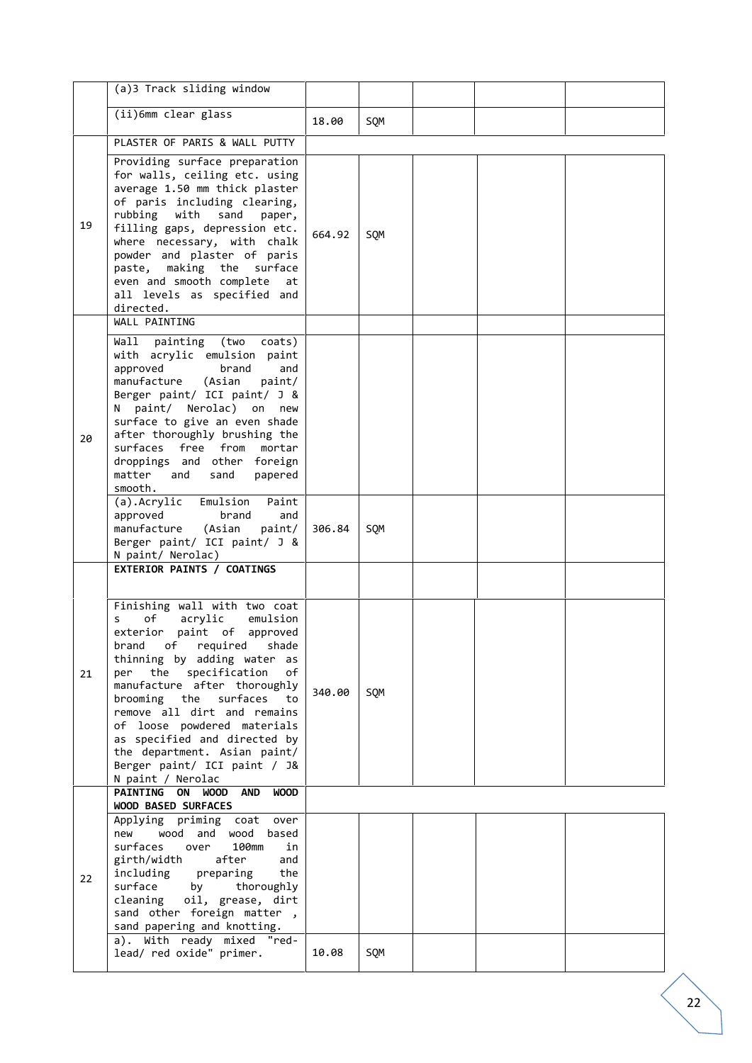| | (a)3 Track sliding window | | | | | |
|---|---|---|---|---|---|---|
| | (ii)6mm clear glass | 18.00 | SQM | | | |
| | PLASTER OF PARIS & WALL PUTTY | | | | | |
| 19 | Providing surface preparation for walls, ceiling etc. using average 1.50 mm thick plaster of paris including clearing, rubbing with sand paper, filling gaps, depression etc. where necessary, with chalk powder and plaster of paris paste, making the surface even and smooth complete at all levels as specified and directed. | 664.92 | SQM | | | |
| | WALL PAINTING | | | | | |
| 20 | Wall painting (two coats) with acrylic emulsion paint approved brand and manufacture (Asian paint/ Berger paint/ ICI paint/ J & N paint/ Nerolac) on new surface to give an even shade after thoroughly brushing the surfaces free from mortar droppings and other foreign matter and sand papered smooth. | | | | | |
| | (a).Acrylic Emulsion Paint approved brand and manufacture (Asian paint/ Berger paint/ ICI paint/ J & N paint/ Nerolac) | 306.84 | SQM | | | |
| | **EXTERIOR PAINTS / COATINGS** | | | | | |
| 21 | Finishing wall with two coat s of acrylic emulsion exterior paint of approved brand of required shade thinning by adding water as per the specification of manufacture after thoroughly brooming the surfaces to remove all dirt and remains of loose powdered materials as specified and directed by the department. Asian paint/ Berger paint/ ICI paint / J& N paint / Nerolac | 340.00 | SQM | | | |
| | **PAINTING ON WOOD AND WOOD WOOD BASED SURFACES** | | | | | |
| 22 | Applying priming coat over new wood and wood based surfaces over 100mm in girth/width after and including preparing the surface by thoroughly cleaning oil, grease, dirt sand other foreign matter , sand papering and knotting. | | | | | |
| | a). With ready mixed "red-lead/ red oxide" primer. | 10.08 | SQM | | | |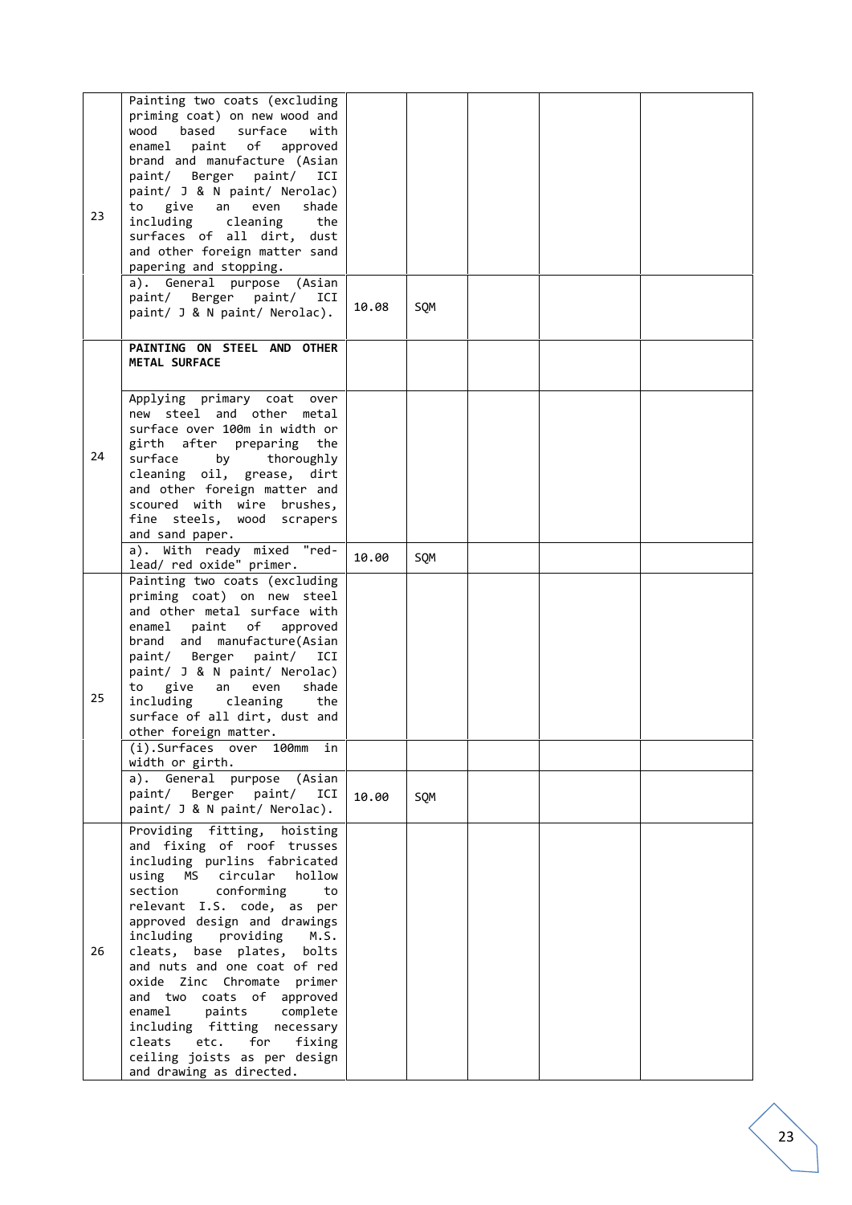| | | | | | | |
|---|---|---|---|---|---|---|
| 23 | Painting two coats (excluding priming coat) on new wood and wood based surface with enamel paint of approved brand and manufacture (Asian paint/ Berger paint/ ICI paint/ J & N paint/ Nerolac) to give an even shade including cleaning the surfaces of all dirt, dust and other foreign matter sand papering and stopping. | | | | | |
| | a). General purpose (Asian paint/ Berger paint/ ICI paint/ J & N paint/ Nerolac). | 10.08 | SQM | | | |
| | **PAINTING ON STEEL AND OTHER METAL SURFACE** | | | | | |
| 24 | Applying primary coat over new steel and other metal surface over 100m in width or girth after preparing the surface by thoroughly cleaning oil, grease, dirt and other foreign matter and scoured with wire brushes, fine steels, wood scrapers and sand paper. | | | | | |
| | a). With ready mixed "red-lead/ red oxide" primer. | 10.00 | SQM | | | |
| 25 | Painting two coats (excluding priming coat) on new steel and other metal surface with enamel paint of approved brand and manufacture(Asian paint/ Berger paint/ ICI paint/ J & N paint/ Nerolac) to give an even shade including cleaning the surface of all dirt, dust and other foreign matter. | | | | | |
| | (i).Surfaces over 100mm in width or girth. | | | | | |
| | a). General purpose (Asian paint/ Berger paint/ ICI paint/ J & N paint/ Nerolac). | 10.00 | SQM | | | |
| 26 | Providing fitting, hoisting and fixing of roof trusses including purlins fabricated using MS circular hollow section conforming to relevant I.S. code, as per approved design and drawings including providing M.S. cleats, base plates, bolts and nuts and one coat of red oxide Zinc Chromate primer and two coats of approved enamel paints complete including fitting necessary cleats etc. for fixing ceiling joists as per design and drawing as directed. | | | | | |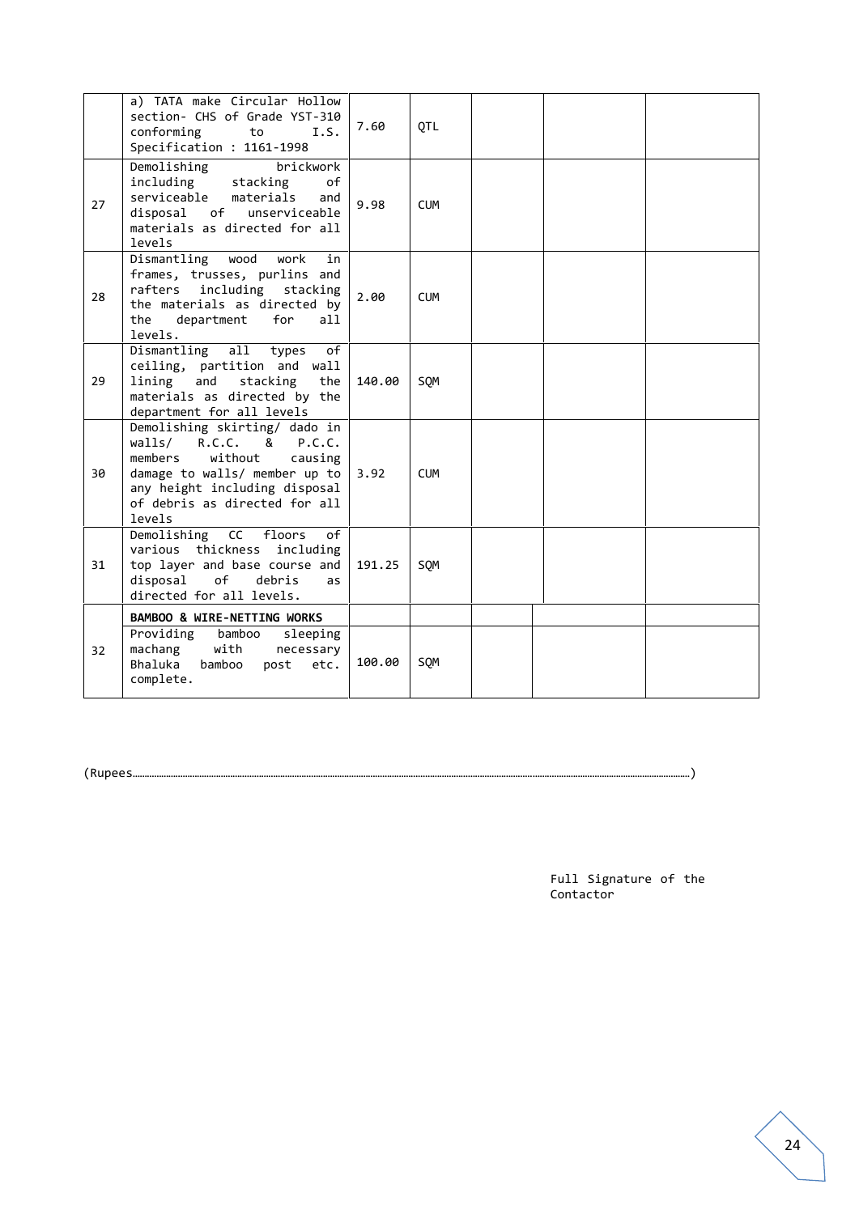| | | | | | | |
|---|---|---|---|---|---|---|
| | a) TATA make Circular Hollow section- CHS of Grade YST-310 conforming to I.S. Specification : 1161-1998 | 7.60 | QTL | | | |
| 27 | Demolishing brickwork including stacking of serviceable materials and disposal of unserviceable materials as directed for all levels | 9.98 | CUM | | | |
| 28 | Dismantling wood work in frames, trusses, purlins and rafters including stacking the materials as directed by the department for all levels. | 2.00 | CUM | | | |
| 29 | Dismantling all types of ceiling, partition and wall lining and stacking the materials as directed by the department for all levels | 140.00 | SQM | | | |
| 30 | Demolishing skirting/ dado in walls/ R.C.C. & P.C.C. members without causing damage to walls/ member up to any height including disposal of debris as directed for all levels | 3.92 | CUM | | | |
| 31 | Demolishing CC floors of various thickness including top layer and base course and disposal of debris as directed for all levels. | 191.25 | SQM | | | |
| | **BAMBOO & WIRE-NETTING WORKS** | | | | | |
| 32 | Providing bamboo sleeping machang with necessary Bhaluka bamboo post etc. complete. | 100.00 | SQM | | | |

(Rupees……………………………………………………………………………………………………………………………………………………)

Full Signature of the Contactor